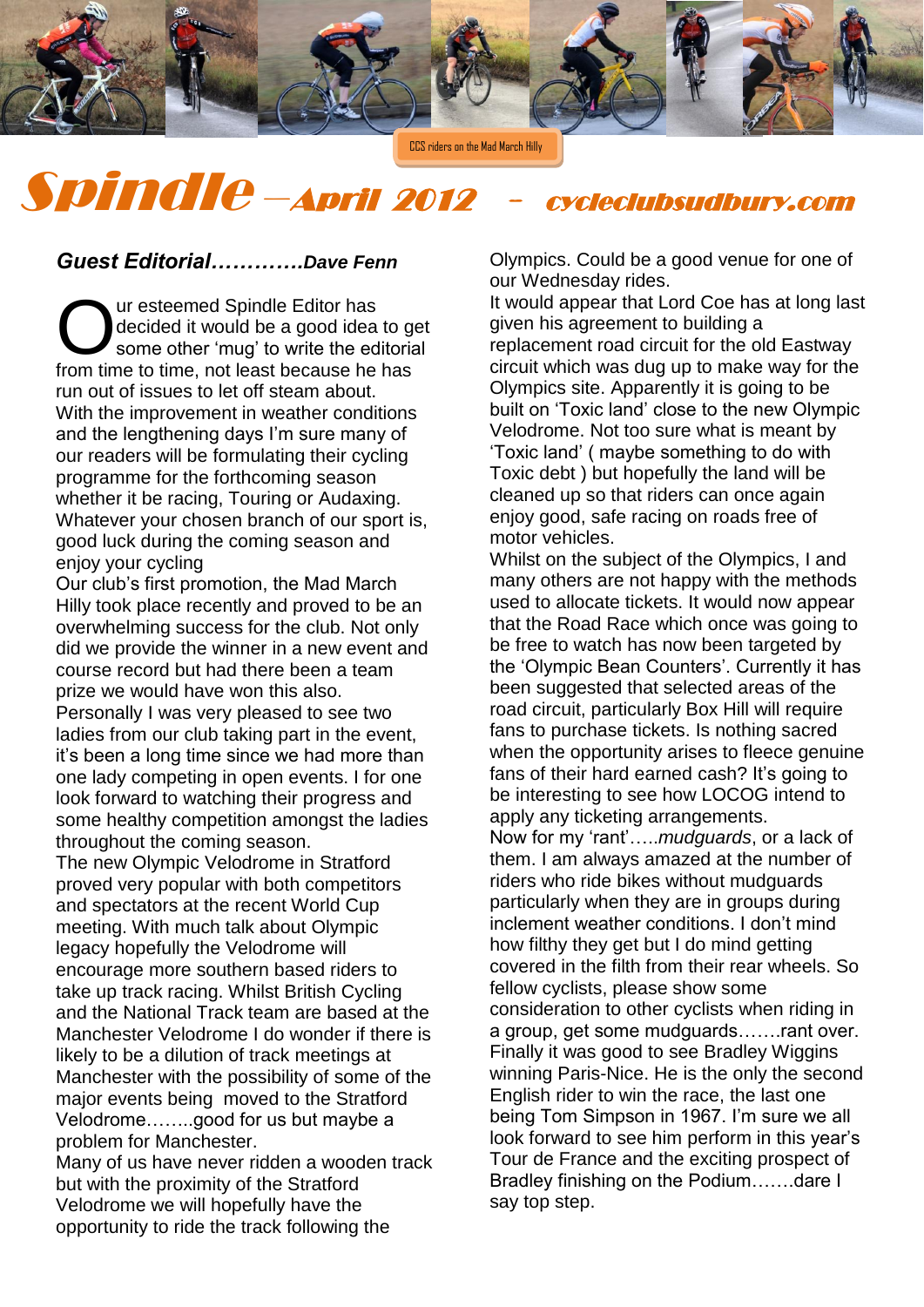CCS riders on the Mad March Hilly

# Spindle – April 2012 – cycleclubsudbury.com

## *Guest Editorial…………Dave Fenn*

Our esteemed Spindle Editor has decided it would be a good idea to get some other 'mug' to write the editorial from time to time, not least because he has run out of issues to let off steam about.

With the improvement in weather conditions and the lengthening days I'm sure many of our readers will be formulating their cycling programme for the forthcoming season whether it be racing, Touring or Audaxing. Whatever your chosen branch of our sport is, good luck during the coming season and enjoy your cycling

Our club's first promotion, the Mad March Hilly took place recently and proved to be an overwhelming success for the club. Not only did we provide the winner in a new event and course record but had there been a team prize we would have won this also.

Personally I was very pleased to see two ladies from our club taking part in the event, it's been a long time since we had more than one lady competing in open events. I for one look forward to watching their progress and some healthy competition amongst the ladies throughout the coming season.

The new Olympic Velodrome in Stratford proved very popular with both competitors and spectators at the recent World Cup meeting. With much talk about Olympic legacy hopefully the Velodrome will encourage more southern based riders to take up track racing. Whilst British Cycling and the National Track team are based at the Manchester Velodrome I do wonder if there is likely to be a dilution of track meetings at Manchester with the possibility of some of the major events being moved to the Stratford Velodrome……..good for us but maybe a problem for Manchester.

Many of us have never ridden a wooden track but with the proximity of the Stratford Velodrome we will hopefully have the opportunity to ride the track following the Olympics. Could be a good venue for one of our Wednesday rides.

It would appear that Lord Coe has at long last given his agreement to building a replacement road circuit for the old Eastway circuit which was dug up to make way for the Olympics site. Apparently it is going to be built on 'Toxic land' close to the new Olympic Velodrome. Not too sure what is meant by 'Toxic land' ( maybe something to do with Toxic debt ) but hopefully the land will be cleaned up so that riders can once again enjoy good, safe racing on roads free of motor vehicles.

Whilst on the subject of the Olympics, I and many others are not happy with the methods used to allocate tickets. It would now appear that the Road Race which once was going to be free to watch has now been targeted by the 'Olympic Bean Counters'. Currently it has been suggested that selected areas of the road circuit, particularly Box Hill will require fans to purchase tickets. Is nothing sacred when the opportunity arises to fleece genuine fans of their hard earned cash? It's going to be interesting to see how LOCOG intend to apply any ticketing arrangements.

Now for my 'rant'…..*mudguards*, or a lack of them. I am always amazed at the number of riders who ride bikes without mudguards particularly when they are in groups during inclement weather conditions. I don't mind how filthy they get but I do mind getting covered in the filth from their rear wheels. So fellow cyclists, please show some consideration to other cyclists when riding in a group, get some mudguards…….rant over.

Finally it was good to see Bradley Wiggins winning Paris-Nice. He is the only the second English rider to win the race, the last one being Tom Simpson in 1967. I'm sure we all look forward to see him perform in this year's Tour de France and the exciting prospect of Bradley finishing on the Podium…….dare I say top step.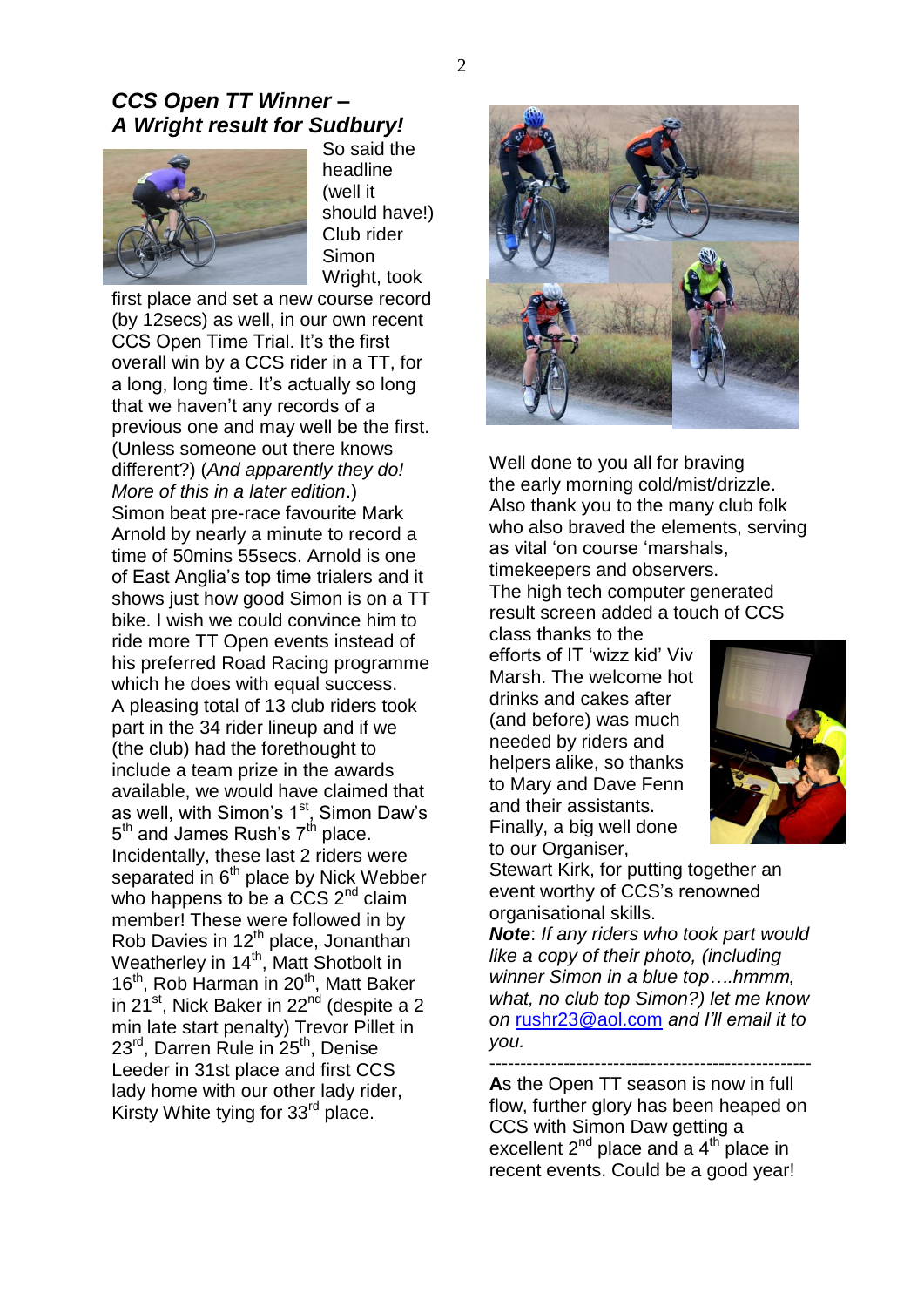## *CCS Open TT Winner – A Wright result for Sudbury!*

So said the headline (well it should have!) Club rider Simon Wright, took first place and set a new course record (by 12secs) as well, in our own recent CCS Open Time Trial. It's the first overall win by a CCS rider in a TT, for a long, long time. It's actually so long that we haven't any records of a previous one and may well be the first. (Unless someone out there knows different?) (*And apparently they do! More of this in a later edition*.)

Simon beat pre-race favourite Mark Arnold by nearly a minute to record a time of 50mins 55secs. Arnold is one of East Anglia's top time trialers and it shows just how good Simon is on a TT bike. I wish we could convince him to ride more TT Open events instead of his preferred Road Racing programme which he does with equal success.

A pleasing total of 13 club riders took part in the 34 rider lineup and if we (the club) had the forethought to include a team prize in the awards available, we would have claimed that as well, with Simon's 1st, Simon Daw's 5th and James Rush's 7th place. Incidentally, these last 2 riders were separated in 6th place by Nick Webber who happens to be a CCS 2nd claim member! These were followed in by Rob Davies in 12th place, Jonanthan Weatherley in 14th, Matt Shotbolt in 16th, Rob Harman in 20th, Matt Baker in 21st, Nick Baker in 22nd (despite a 2 min late start penalty) Trevor Pillet in 23rd, Darren Rule in 25th, Denise Leeder in 31st place and first CCS lady home with our other lady rider, Kirsty White tying for 33rd place.

Well done to you all for braving the early morning cold/mist/drizzle. Also thank you to the many club folk who also braved the elements, serving as vital 'on course 'marshals, timekeepers and observers.

The high tech computer generated result screen added a touch of CCS class thanks to the efforts of IT 'wizz kid' Viv Marsh. The welcome hot drinks and cakes after (and before) was much needed by riders and helpers alike, so thanks to Mary and Dave Fenn and their assistants.

Finally, a big well done to our Organiser, Stewart Kirk, for putting together an event worthy of CCS's renowned organisational skills.

***Note***: *If any riders who took part would like a copy of their photo, (including winner Simon in a blue top….hmmm, what, no club top Simon?) let me know on* rushr23@aol.com *and I'll email it to you.*

---

**A**s the Open TT season is now in full flow, further glory has been heaped on CCS with Simon Daw getting a excellent 2nd place and a 4th place in recent events. Could be a good year!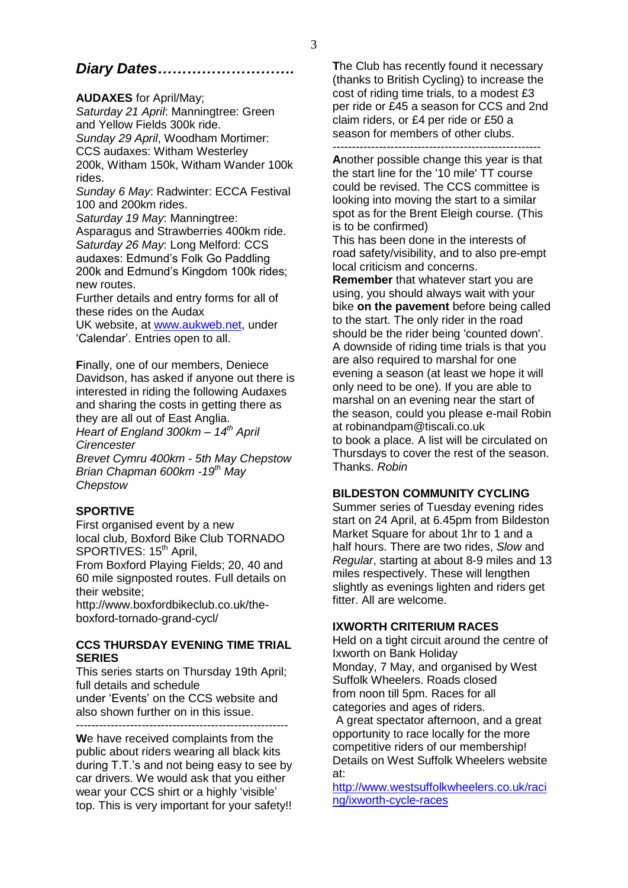## *Diary Dates……………………….*

**AUDAXES** for April/May;

*Saturday 21 April*: Manningtree: Green and Yellow Fields 300k ride.

*Sunday 29 April*, Woodham Mortimer: CCS audaxes: Witham Westerley 200k, Witham 150k, Witham Wander 100k rides.

*Sunday 6 May*: Radwinter: ECCA Festival 100 and 200km rides.

*Saturday 19 May*: Manningtree: Asparagus and Strawberries 400km ride.

*Saturday 26 May*: Long Melford: CCS audaxes: Edmund's Folk Go Paddling 200k and Edmund's Kingdom 100k rides; new routes.

Further details and entry forms for all of these rides on the Audax UK website, at www.aukweb.net, under 'Calendar'. Entries open to all.

**F**inally, one of our members, Deniece Davidson, has asked if anyone out there is interested in riding the following Audaxes and sharing the costs in getting there as they are all out of East Anglia.

*Heart of England 300km – 14th April Cirencester*

*Brevet Cymru 400km - 5th May Chepstow*

*Brian Chapman 600km -19th May Chepstow*

**SPORTIVE**

First organised event by a new local club, Boxford Bike Club TORNADO SPORTIVES: 15th April,

From Boxford Playing Fields; 20, 40 and 60 mile signposted routes. Full details on their website;

http://www.boxfordbikeclub.co.uk/the-boxford-tornado-grand-cycl/

**CCS THURSDAY EVENING TIME TRIAL SERIES**

This series starts on Thursday 19th April; full details and schedule under 'Events' on the CCS website and also shown further on in this issue.

-------------------------------------------------------

**W**e have received complaints from the public about riders wearing all black kits during T.T.'s and not being easy to see by car drivers. We would ask that you either wear your CCS shirt or a highly 'visible' top. This is very important for your safety!!

**T**he Club has recently found it necessary (thanks to British Cycling) to increase the cost of riding time trials, to a modest £3 per ride or £45 a season for CCS and 2nd claim riders, or £4 per ride or £50 a season for members of other clubs.

-------------------------------------------------------

**A**nother possible change this year is that the start line for the '10 mile' TT course could be revised. The CCS committee is looking into moving the start to a similar spot as for the Brent Eleigh course. (This is to be confirmed)

This has been done in the interests of road safety/visibility, and to also pre-empt local criticism and concerns.

**Remember** that whatever start you are using, you should always wait with your bike **on the pavement** before being called to the start. The only rider in the road should be the rider being 'counted down'.

A downside of riding time trials is that you are also required to marshal for one evening a season (at least we hope it will only need to be one). If you are able to marshal on an evening near the start of the season, could you please e-mail Robin at robinandpam@tiscali.co.uk to book a place. A list will be circulated on Thursdays to cover the rest of the season. Thanks. *Robin*

**BILDESTON COMMUNITY CYCLING**

Summer series of Tuesday evening rides start on 24 April, at 6.45pm from Bildeston Market Square for about 1hr to 1 and a half hours. There are two rides, *Slow* and *Regular*, starting at about 8-9 miles and 13 miles respectively. These will lengthen slightly as evenings lighten and riders get fitter. All are welcome.

**IXWORTH CRITERIUM RACES**

Held on a tight circuit around the centre of Ixworth on Bank Holiday Monday, 7 May, and organised by West Suffolk Wheelers. Roads closed from noon till 5pm. Races for all categories and ages of riders.

A great spectator afternoon, and a great opportunity to race locally for the more competitive riders of our membership! Details on West Suffolk Wheelers website at:

http://www.westsuffolkwheelers.co.uk/racing/ixworth-cycle-races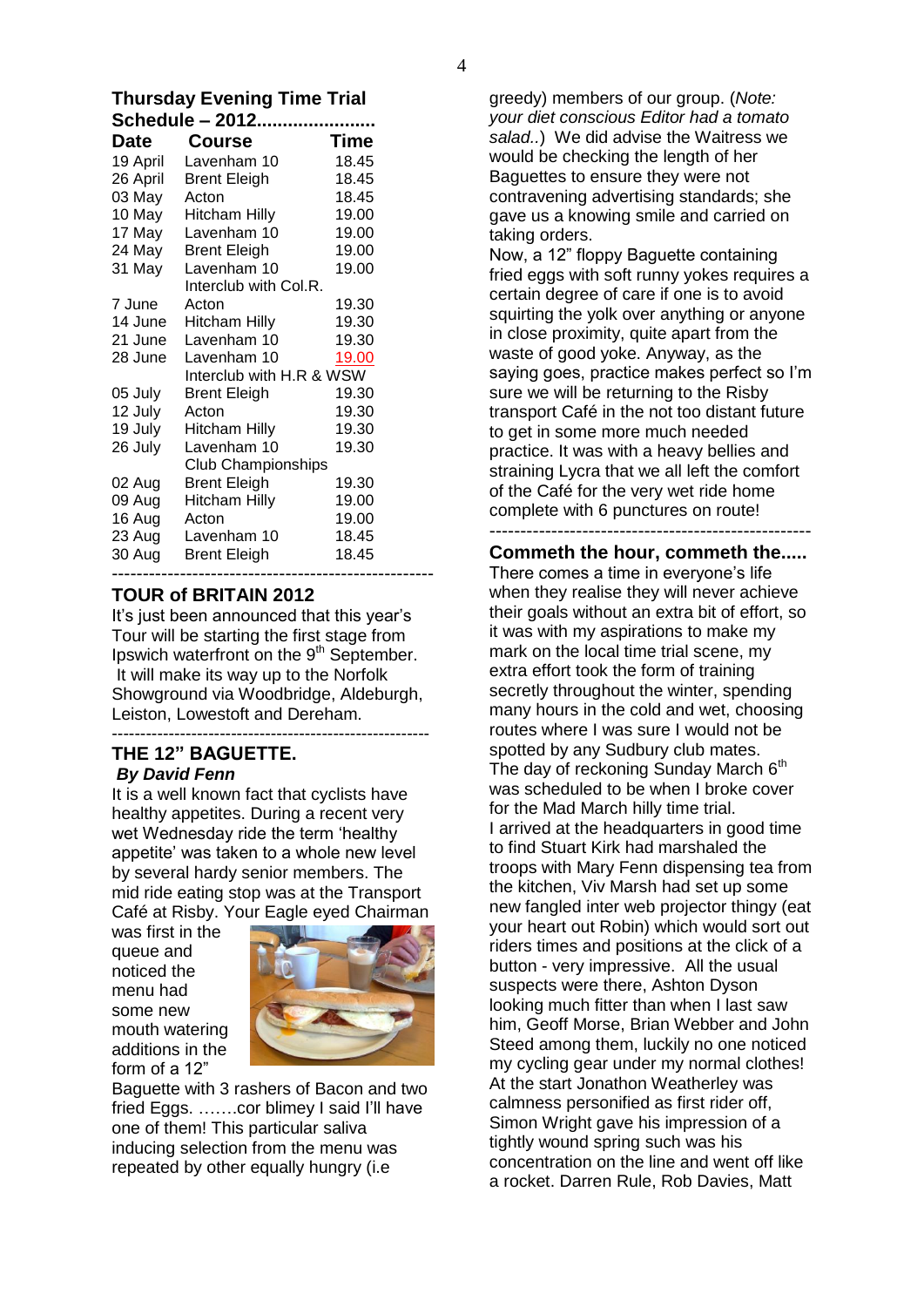## Thursday Evening Time Trial Schedule – 2012.......................

| Date | Course | Time |
|---|---|---|
| 19 April | Lavenham 10 | 18.45 |
| 26 April | Brent Eleigh | 18.45 |
| 03 May | Acton | 18.45 |
| 10 May | Hitcham Hilly | 19.00 |
| 17 May | Lavenham 10 | 19.00 |
| 24 May | Brent Eleigh | 19.00 |
| 31 May | Lavenham 10 | 19.00 |
| | Interclub with Col.R. | |
| 7 June | Acton | 19.30 |
| 14 June | Hitcham Hilly | 19.30 |
| 21 June | Lavenham 10 | 19.30 |
| 28 June | Lavenham 10 | 19.00 |
| | Interclub with H.R & WSW | |
| 05 July | Brent Eleigh | 19.30 |
| 12 July | Acton | 19.30 |
| 19 July | Hitcham Hilly | 19.30 |
| 26 July | Lavenham 10 | 19.30 |
| | Club Championships | |
| 02 Aug | Brent Eleigh | 19.30 |
| 09 Aug | Hitcham Hilly | 19.00 |
| 16 Aug | Acton | 19.00 |
| 23 Aug | Lavenham 10 | 18.45 |
| 30 Aug | Brent Eleigh | 18.45 |

-----------------------------------------------------

## TOUR of BRITAIN 2012

It's just been announced that this year's Tour will be starting the first stage from Ipswich waterfront on the 9th September. It will make its way up to the Norfolk Showground via Woodbridge, Aldeburgh, Leiston, Lowestoft and Dereham.

-----------------------------------------------------

## THE 12" BAGUETTE.

***By David Fenn***

It is a well known fact that cyclists have healthy appetites. During a recent very wet Wednesday ride the term 'healthy appetite' was taken to a whole new level by several hardy senior members. The mid ride eating stop was at the Transport Café at Risby. Your Eagle eyed Chairman was first in the queue and noticed the menu had some new mouth watering additions in the form of a 12" Baguette with 3 rashers of Bacon and two fried Eggs. …….cor blimey I said I'll have one of them! This particular saliva inducing selection from the menu was repeated by other equally hungry (i.e greedy) members of our group. (*Note: your diet conscious Editor had a tomato salad..*) We did advise the Waitress we would be checking the length of her Baguettes to ensure they were not contravening advertising standards; she gave us a knowing smile and carried on taking orders.

Now, a 12" floppy Baguette containing fried eggs with soft runny yokes requires a certain degree of care if one is to avoid squirting the yolk over anything or anyone in close proximity, quite apart from the waste of good yoke. Anyway, as the saying goes, practice makes perfect so I'm sure we will be returning to the Risby transport Café in the not too distant future to get in some more much needed practice. It was with a heavy bellies and straining Lycra that we all left the comfort of the Café for the very wet ride home complete with 6 punctures on route!

-----------------------------------------------------

## Commeth the hour, commeth the.....

There comes a time in everyone's life when they realise they will never achieve their goals without an extra bit of effort, so it was with my aspirations to make my mark on the local time trial scene, my extra effort took the form of training secretly throughout the winter, spending many hours in the cold and wet, choosing routes where I was sure I would not be spotted by any Sudbury club mates.

The day of reckoning Sunday March 6th was scheduled to be when I broke cover for the Mad March hilly time trial.

I arrived at the headquarters in good time to find Stuart Kirk had marshaled the troops with Mary Fenn dispensing tea from the kitchen, Viv Marsh had set up some new fangled inter web projector thingy (eat your heart out Robin) which would sort out riders times and positions at the click of a button - very impressive. All the usual suspects were there, Ashton Dyson looking much fitter than when I last saw him, Geoff Morse, Brian Webber and John Steed among them, luckily no one noticed my cycling gear under my normal clothes!

At the start Jonathon Weatherley was calmness personified as first rider off, Simon Wright gave his impression of a tightly wound spring such was his concentration on the line and went off like a rocket. Darren Rule, Rob Davies, Matt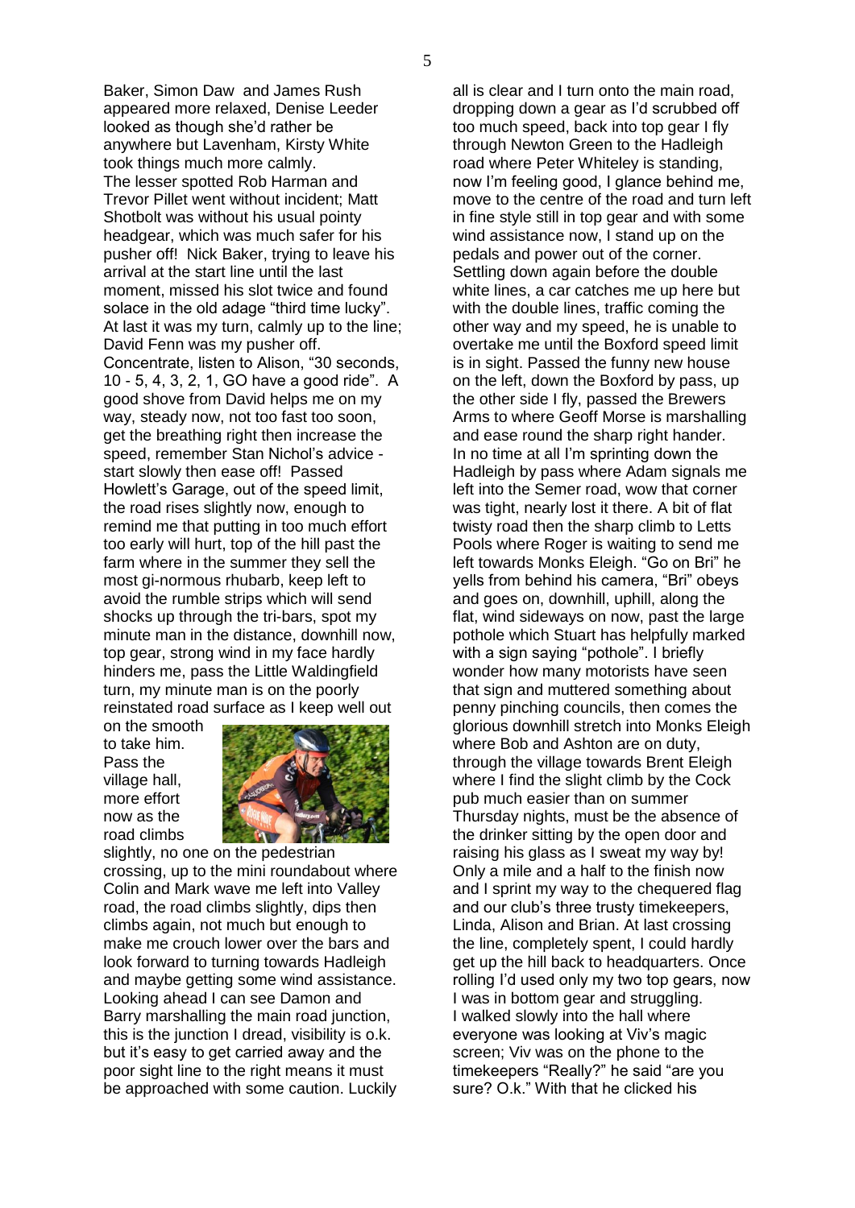Baker, Simon Daw and James Rush appeared more relaxed, Denise Leeder looked as though she'd rather be anywhere but Lavenham, Kirsty White took things much more calmly.

The lesser spotted Rob Harman and Trevor Pillet went without incident; Matt Shotbolt was without his usual pointy headgear, which was much safer for his pusher off! Nick Baker, trying to leave his arrival at the start line until the last moment, missed his slot twice and found solace in the old adage "third time lucky".

At last it was my turn, calmly up to the line; David Fenn was my pusher off.

Concentrate, listen to Alison, "30 seconds, 10 - 5, 4, 3, 2, 1, GO have a good ride". A good shove from David helps me on my way, steady now, not too fast too soon, get the breathing right then increase the speed, remember Stan Nichol's advice - start slowly then ease off! Passed Howlett's Garage, out of the speed limit, the road rises slightly now, enough to remind me that putting in too much effort too early will hurt, top of the hill past the farm where in the summer they sell the most gi-normous rhubarb, keep left to avoid the rumble strips which will send shocks up through the tri-bars, spot my minute man in the distance, downhill now, top gear, strong wind in my face hardly hinders me, pass the Little Waldingfield turn, my minute man is on the poorly reinstated road surface as I keep well out on the smooth to take him. Pass the village hall, more effort now as the road climbs slightly, no one on the pedestrian crossing, up to the mini roundabout where Colin and Mark wave me left into Valley road, the road climbs slightly, dips then climbs again, not much but enough to make me crouch lower over the bars and look forward to turning towards Hadleigh and maybe getting some wind assistance. Looking ahead I can see Damon and Barry marshalling the main road junction, this is the junction I dread, visibility is o.k. but it's easy to get carried away and the poor sight line to the right means it must be approached with some caution. Luckily all is clear and I turn onto the main road, dropping down a gear as I'd scrubbed off too much speed, back into top gear I fly through Newton Green to the Hadleigh road where Peter Whiteley is standing, now I'm feeling good, I glance behind me, move to the centre of the road and turn left in fine style still in top gear and with some wind assistance now, I stand up on the pedals and power out of the corner. Settling down again before the double white lines, a car catches me up here but with the double lines, traffic coming the other way and my speed, he is unable to overtake me until the Boxford speed limit is in sight. Passed the funny new house on the left, down the Boxford by pass, up the other side I fly, passed the Brewers Arms to where Geoff Morse is marshalling and ease round the sharp right hander. In no time at all I'm sprinting down the Hadleigh by pass where Adam signals me left into the Semer road, wow that corner was tight, nearly lost it there. A bit of flat twisty road then the sharp climb to Letts Pools where Roger is waiting to send me left towards Monks Eleigh. "Go on Bri" he yells from behind his camera, "Bri" obeys and goes on, downhill, uphill, along the flat, wind sideways on now, past the large pothole which Stuart has helpfully marked with a sign saying "pothole". I briefly wonder how many motorists have seen that sign and muttered something about penny pinching councils, then comes the glorious downhill stretch into Monks Eleigh where Bob and Ashton are on duty, through the village towards Brent Eleigh where I find the slight climb by the Cock pub much easier than on summer Thursday nights, must be the absence of the drinker sitting by the open door and raising his glass as I sweat my way by! Only a mile and a half to the finish now and I sprint my way to the chequered flag and our club's three trusty timekeepers, Linda, Alison and Brian. At last crossing the line, completely spent, I could hardly get up the hill back to headquarters. Once rolling I'd used only my two top gears, now I was in bottom gear and struggling.

I walked slowly into the hall where everyone was looking at Viv's magic screen; Viv was on the phone to the timekeepers "Really?" he said "are you sure? O.k." With that he clicked his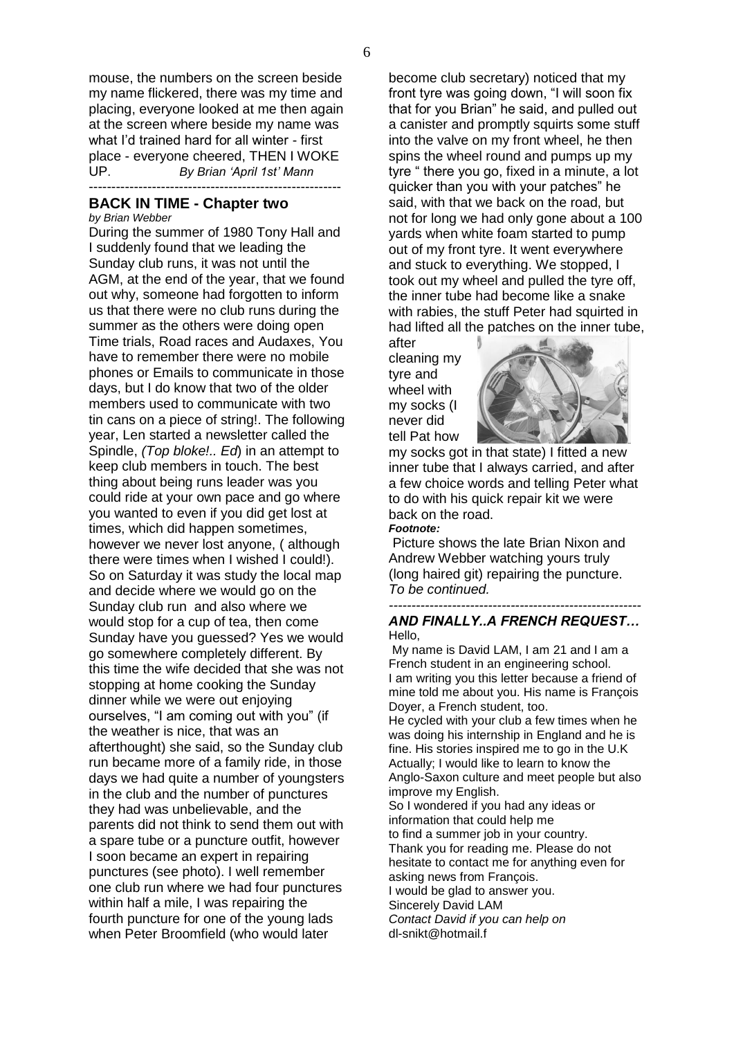mouse, the numbers on the screen beside my name flickered, there was my time and placing, everyone looked at me then again at the screen where beside my name was what I'd trained hard for all winter - first place - everyone cheered, THEN I WOKE UP. *By Brian 'April 1st' Mann*

---

## BACK IN TIME - Chapter two

*by Brian Webber*

During the summer of 1980 Tony Hall and I suddenly found that we leading the Sunday club runs, it was not until the AGM, at the end of the year, that we found out why, someone had forgotten to inform us that there were no club runs during the summer as the others were doing open Time trials, Road races and Audaxes, You have to remember there were no mobile phones or Emails to communicate in those days, but I do know that two of the older members used to communicate with two tin cans on a piece of string!. The following year, Len started a newsletter called the Spindle, *(Top bloke!.. Ed*) in an attempt to keep club members in touch. The best thing about being runs leader was you could ride at your own pace and go where you wanted to even if you did get lost at times, which did happen sometimes, however we never lost anyone, ( although there were times when I wished I could!). So on Saturday it was study the local map and decide where we would go on the Sunday club run and also where we would stop for a cup of tea, then come Sunday have you guessed? Yes we would go somewhere completely different. By this time the wife decided that she was not stopping at home cooking the Sunday dinner while we were out enjoying ourselves, "I am coming out with you" (if the weather is nice, that was an afterthought) she said, so the Sunday club run became more of a family ride, in those days we had quite a number of youngsters in the club and the number of punctures they had was unbelievable, and the parents did not think to send them out with a spare tube or a puncture outfit, however I soon became an expert in repairing punctures (see photo). I well remember one club run where we had four punctures within half a mile, I was repairing the fourth puncture for one of the young lads when Peter Broomfield (who would later become club secretary) noticed that my front tyre was going down, "I will soon fix that for you Brian" he said, and pulled out a canister and promptly squirts some stuff into the valve on my front wheel, he then spins the wheel round and pumps up my tyre " there you go, fixed in a minute, a lot quicker than you with your patches" he said, with that we back on the road, but not for long we had only gone about a 100 yards when white foam started to pump out of my front tyre. It went everywhere and stuck to everything. We stopped, I took out my wheel and pulled the tyre off, the inner tube had become like a snake with rabies, the stuff Peter had squirted in had lifted all the patches on the inner tube, after cleaning my tyre and wheel with my socks (I never did tell Pat how my socks got in that state) I fitted a new inner tube that I always carried, and after a few choice words and telling Peter what to do with his quick repair kit we were back on the road.

***Footnote:***

Picture shows the late Brian Nixon and Andrew Webber watching yours truly (long haired git) repairing the puncture.

*To be continued.*

---

## *AND FINALLY..A FRENCH REQUEST…*

Hello,

My name is David LAM, I am 21 and I am a French student in an engineering school.
I am writing you this letter because a friend of mine told me about you. His name is François Doyer, a French student, too.
He cycled with your club a few times when he was doing his internship in England and he is fine. His stories inspired me to go in the U.K
Actually; I would like to learn to know the Anglo-Saxon culture and meet people but also improve my English.
So I wondered if you had any ideas or information that could help me
to find a summer job in your country.
Thank you for reading me. Please do not hesitate to contact me for anything even for asking news from François.
I would be glad to answer you.
Sincerely David LAM

*Contact David if you can help on* dl-snikt@hotmail.f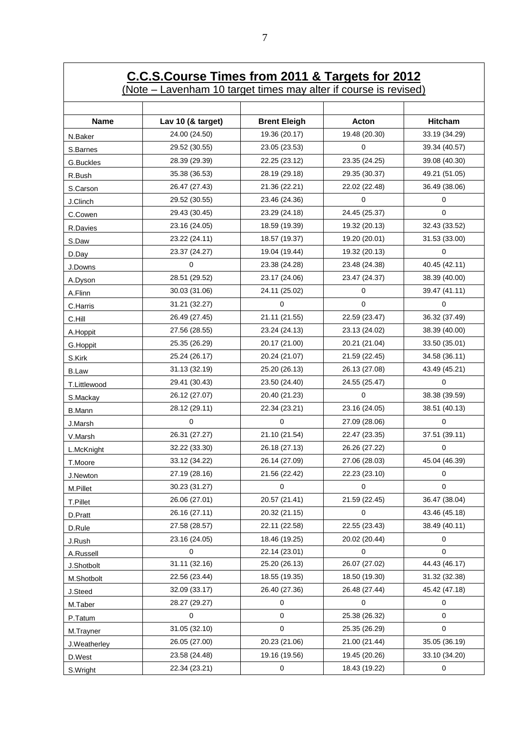## C.C.S.Course Times from 2011 & Targets for 2012

(Note – Lavenham 10 target times may alter if course is revised)

| Name | Lav 10 (& target) | Brent Eleigh | Acton | Hitcham |
|---|---|---|---|---|
| N.Baker | 24.00 (24.50) | 19.36 (20.17) | 19.48 (20.30) | 33.19 (34.29) |
| S.Barnes | 29.52 (30.55) | 23.05 (23.53) | 0 | 39.34 (40.57) |
| G.Buckles | 28.39 (29.39) | 22.25 (23.12) | 23.35 (24.25) | 39.08 (40.30) |
| R.Bush | 35.38 (36.53) | 28.19 (29.18) | 29.35 (30.37) | 49.21 (51.05) |
| S.Carson | 26.47 (27.43) | 21.36 (22.21) | 22.02 (22.48) | 36.49 (38.06) |
| J.Clinch | 29.52 (30.55) | 23.46 (24.36) | 0 | 0 |
| C.Cowen | 29.43 (30.45) | 23.29 (24.18) | 24.45 (25.37) | 0 |
| R.Davies | 23.16 (24.05) | 18.59 (19.39) | 19.32 (20.13) | 32.43 (33.52) |
| S.Daw | 23.22 (24.11) | 18.57 (19.37) | 19.20 (20.01) | 31.53 (33.00) |
| D.Day | 23.37 (24.27) | 19.04 (19.44) | 19.32 (20.13) | 0 |
| J.Downs | 0 | 23.38 (24.28) | 23.48 (24.38) | 40.45 (42.11) |
| A.Dyson | 28.51 (29.52) | 23.17 (24.06) | 23.47 (24.37) | 38.39 (40.00) |
| A.Flinn | 30.03 (31.06) | 24.11 (25.02) | 0 | 39.47 (41.11) |
| C.Harris | 31.21 (32.27) | 0 | 0 | 0 |
| C.Hill | 26.49 (27.45) | 21.11 (21.55) | 22.59 (23.47) | 36.32 (37.49) |
| A.Hoppit | 27.56 (28.55) | 23.24 (24.13) | 23.13 (24.02) | 38.39 (40.00) |
| G.Hoppit | 25.35 (26.29) | 20.17 (21.00) | 20.21 (21.04) | 33.50 (35.01) |
| S.Kirk | 25.24 (26.17) | 20.24 (21.07) | 21.59 (22.45) | 34.58 (36.11) |
| B.Law | 31.13 (32.19) | 25.20 (26.13) | 26.13 (27.08) | 43.49 (45.21) |
| T.Littlewood | 29.41 (30.43) | 23.50 (24.40) | 24.55 (25.47) | 0 |
| S.Mackay | 26.12 (27.07) | 20.40 (21.23) | 0 | 38.38 (39.59) |
| B.Mann | 28.12 (29.11) | 22.34 (23.21) | 23.16 (24.05) | 38.51 (40.13) |
| J.Marsh | 0 | 0 | 27.09 (28.06) | 0 |
| V.Marsh | 26.31 (27.27) | 21.10 (21.54) | 22.47 (23.35) | 37.51 (39.11) |
| L.McKnight | 32.22 (33.30) | 26.18 (27.13) | 26.26 (27.22) | 0 |
| T.Moore | 33.12 (34.22) | 26.14 (27.09) | 27.06 (28.03) | 45.04 (46.39) |
| J.Newton | 27.19 (28.16) | 21.56 (22.42) | 22.23 (23.10) | 0 |
| M.Pillet | 30.23 (31.27) | 0 | 0 | 0 |
| T.Pillet | 26.06 (27.01) | 20.57 (21.41) | 21.59 (22.45) | 36.47 (38.04) |
| D.Pratt | 26.16 (27.11) | 20.32 (21.15) | 0 | 43.46 (45.18) |
| D.Rule | 27.58 (28.57) | 22.11 (22.58) | 22.55 (23.43) | 38.49 (40.11) |
| J.Rush | 23.16 (24.05) | 18.46 (19.25) | 20.02 (20.44) | 0 |
| A.Russell | 0 | 22.14 (23.01) | 0 | 0 |
| J.Shotbolt | 31.11 (32.16) | 25.20 (26.13) | 26.07 (27.02) | 44.43 (46.17) |
| M.Shotbolt | 22.56 (23.44) | 18.55 (19.35) | 18.50 (19.30) | 31.32 (32.38) |
| J.Steed | 32.09 (33.17) | 26.40 (27.36) | 26.48 (27.44) | 45.42 (47.18) |
| M.Taber | 28.27 (29.27) | 0 | 0 | 0 |
| P.Tatum | 0 | 0 | 25.38 (26.32) | 0 |
| M.Trayner | 31.05 (32.10) | 0 | 25.35 (26.29) | 0 |
| J.Weatherley | 26.05 (27.00) | 20.23 (21.06) | 21.00 (21.44) | 35.05 (36.19) |
| D.West | 23.58 (24.48) | 19.16 (19.56) | 19.45 (20.26) | 33.10 (34.20) |
| S.Wright | 22.34 (23.21) | 0 | 18.43 (19.22) | 0 |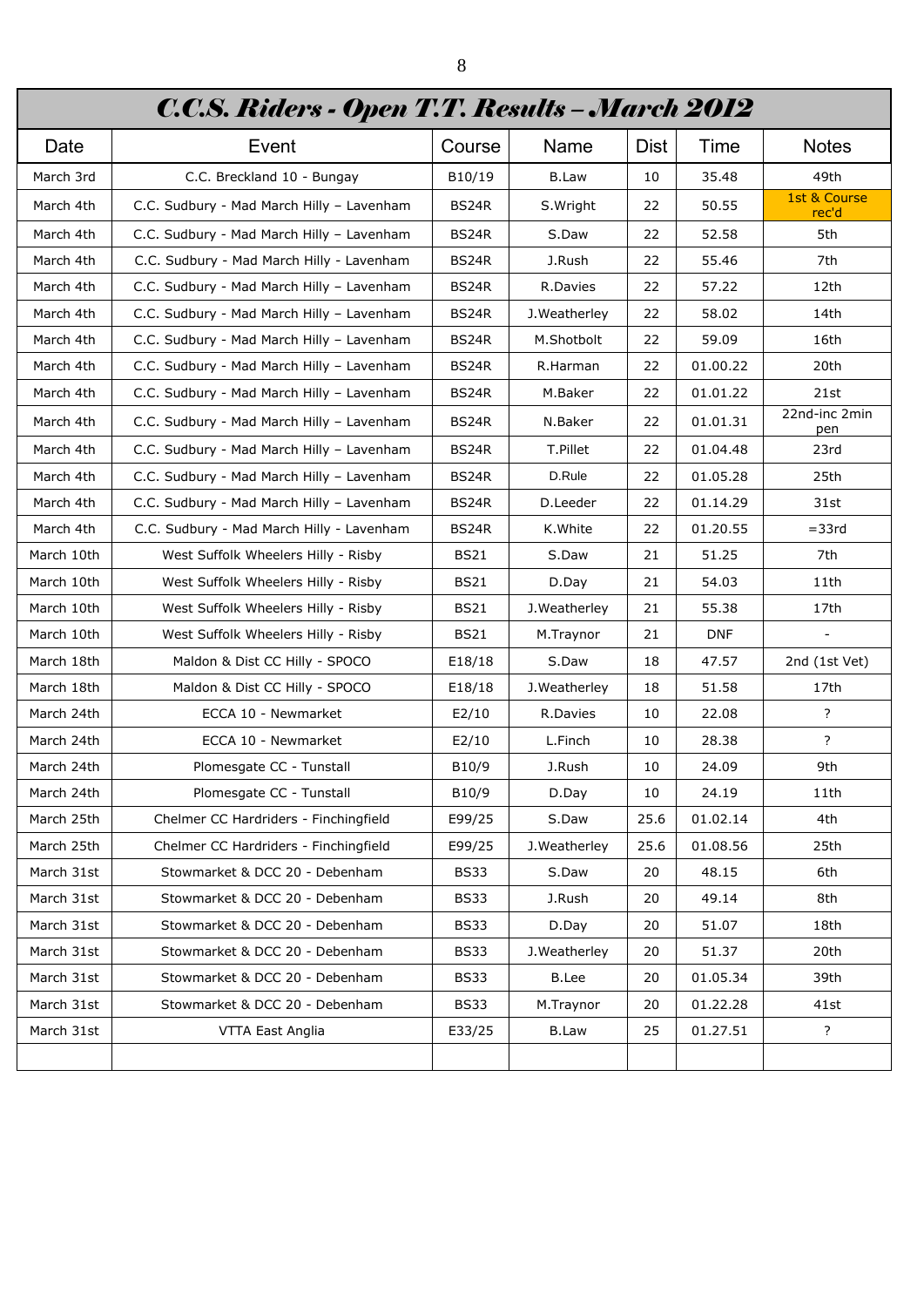# *C.C.S. Riders - Open T.T. Results – March 2012*

| Date | Event | Course | Name | Dist | Time | Notes |
|---|---|---|---|---|---|---|
| March 3rd | C.C. Breckland 10 - Bungay | B10/19 | B.Law | 10 | 35.48 | 49th |
| March 4th | C.C. Sudbury - Mad March Hilly – Lavenham | BS24R | S.Wright | 22 | 50.55 | 1st & Course rec'd |
| March 4th | C.C. Sudbury - Mad March Hilly – Lavenham | BS24R | S.Daw | 22 | 52.58 | 5th |
| March 4th | C.C. Sudbury - Mad March Hilly – Lavenham | BS24R | J.Rush | 22 | 55.46 | 7th |
| March 4th | C.C. Sudbury - Mad March Hilly – Lavenham | BS24R | R.Davies | 22 | 57.22 | 12th |
| March 4th | C.C. Sudbury - Mad March Hilly – Lavenham | BS24R | J.Weatherley | 22 | 58.02 | 14th |
| March 4th | C.C. Sudbury - Mad March Hilly – Lavenham | BS24R | M.Shotbolt | 22 | 59.09 | 16th |
| March 4th | C.C. Sudbury - Mad March Hilly – Lavenham | BS24R | R.Harman | 22 | 01.00.22 | 20th |
| March 4th | C.C. Sudbury - Mad March Hilly – Lavenham | BS24R | M.Baker | 22 | 01.01.22 | 21st |
| March 4th | C.C. Sudbury - Mad March Hilly – Lavenham | BS24R | N.Baker | 22 | 01.01.31 | 22nd-inc 2min pen |
| March 4th | C.C. Sudbury - Mad March Hilly – Lavenham | BS24R | T.Pillet | 22 | 01.04.48 | 23rd |
| March 4th | C.C. Sudbury - Mad March Hilly – Lavenham | BS24R | D.Rule | 22 | 01.05.28 | 25th |
| March 4th | C.C. Sudbury - Mad March Hilly – Lavenham | BS24R | D.Leeder | 22 | 01.14.29 | 31st |
| March 4th | C.C. Sudbury - Mad March Hilly - Lavenham | BS24R | K.White | 22 | 01.20.55 | =33rd |
| March 10th | West Suffolk Wheelers Hilly - Risby | BS21 | S.Daw | 21 | 51.25 | 7th |
| March 10th | West Suffolk Wheelers Hilly - Risby | BS21 | D.Day | 21 | 54.03 | 11th |
| March 10th | West Suffolk Wheelers Hilly - Risby | BS21 | J.Weatherley | 21 | 55.38 | 17th |
| March 10th | West Suffolk Wheelers Hilly - Risby | BS21 | M.Traynor | 21 | DNF | - |
| March 18th | Maldon & Dist CC Hilly - SPOCO | E18/18 | S.Daw | 18 | 47.57 | 2nd (1st Vet) |
| March 18th | Maldon & Dist CC Hilly - SPOCO | E18/18 | J.Weatherley | 18 | 51.58 | 17th |
| March 24th | ECCA 10 - Newmarket | E2/10 | R.Davies | 10 | 22.08 | ? |
| March 24th | ECCA 10 - Newmarket | E2/10 | L.Finch | 10 | 28.38 | ? |
| March 24th | Plomesgate CC - Tunstall | B10/9 | J.Rush | 10 | 24.09 | 9th |
| March 24th | Plomesgate CC - Tunstall | B10/9 | D.Day | 10 | 24.19 | 11th |
| March 25th | Chelmer CC Hardriders - Finchingfield | E99/25 | S.Daw | 25.6 | 01.02.14 | 4th |
| March 25th | Chelmer CC Hardriders - Finchingfield | E99/25 | J.Weatherley | 25.6 | 01.08.56 | 25th |
| March 31st | Stowmarket & DCC 20 - Debenham | BS33 | S.Daw | 20 | 48.15 | 6th |
| March 31st | Stowmarket & DCC 20 - Debenham | BS33 | J.Rush | 20 | 49.14 | 8th |
| March 31st | Stowmarket & DCC 20 - Debenham | BS33 | D.Day | 20 | 51.07 | 18th |
| March 31st | Stowmarket & DCC 20 - Debenham | BS33 | J.Weatherley | 20 | 51.37 | 20th |
| March 31st | Stowmarket & DCC 20 - Debenham | BS33 | B.Lee | 20 | 01.05.34 | 39th |
| March 31st | Stowmarket & DCC 20 - Debenham | BS33 | M.Traynor | 20 | 01.22.28 | 41st |
| March 31st | VTTA East Anglia | E33/25 | B.Law | 25 | 01.27.51 | ? |
| | | | | | | |